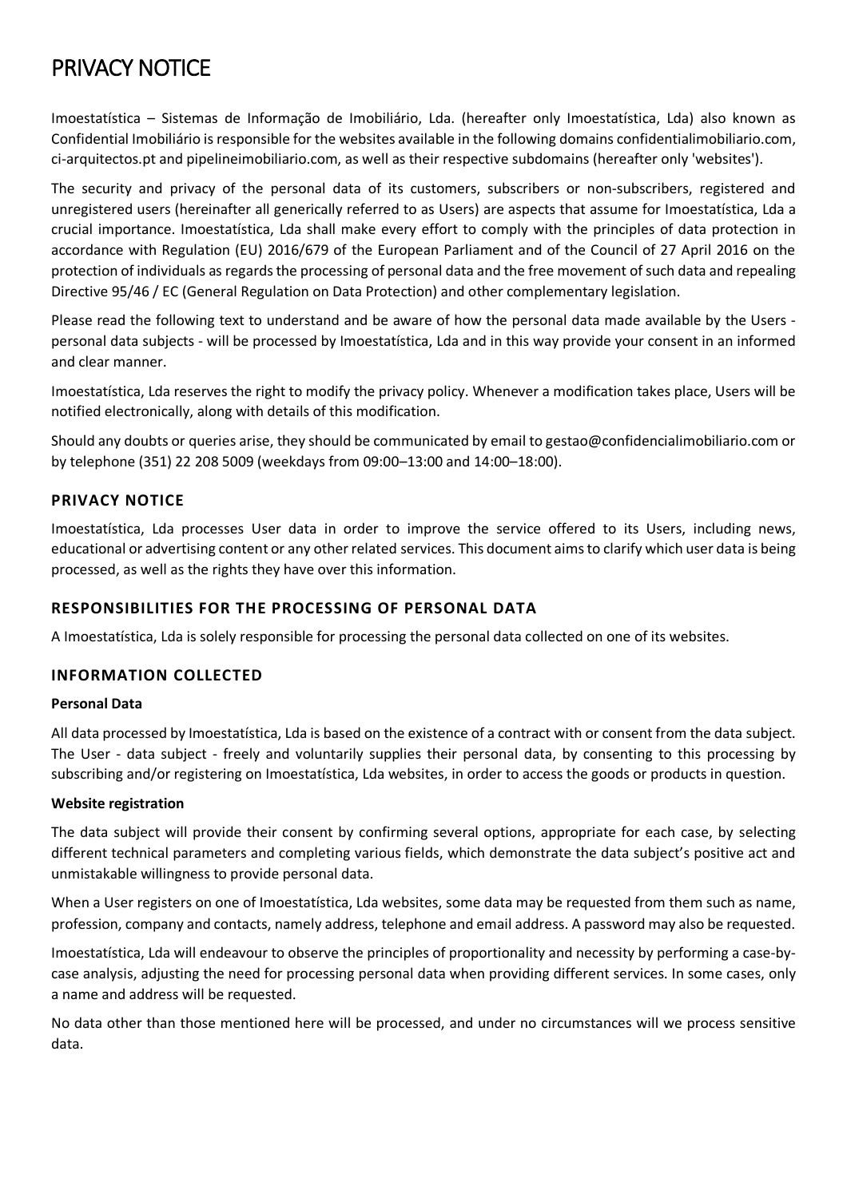# PRIVACY NOTICE

Imoestatística – Sistemas de Informação de Imobiliário, Lda. (hereafter only Imoestatística, Lda) also known as Confidential Imobiliário is responsible for the websites available in the following domains confidentialimobiliario.com, ci-arquitectos.pt and pipelineimobiliario.com, as well as their respective subdomains (hereafter only 'websites').

The security and privacy of the personal data of its customers, subscribers or non-subscribers, registered and unregistered users (hereinafter all generically referred to as Users) are aspects that assume for Imoestatística, Lda a crucial importance. Imoestatística, Lda shall make every effort to comply with the principles of data protection in accordance with Regulation (EU) 2016/679 of the European Parliament and of the Council of 27 April 2016 on the protection of individuals as regards the processing of personal data and the free movement of such data and repealing Directive 95/46 / EC (General Regulation on Data Protection) and other complementary legislation.

Please read the following text to understand and be aware of how the personal data made available by the Users - personal data subjects - will be processed by Imoestatística, Lda and in this way provide your consent in an informed and clear manner.

Imoestatística, Lda reserves the right to modify the privacy policy. Whenever a modification takes place, Users will be notified electronically, along with details of this modification.

Should any doubts or queries arise, they should be communicated by email to gestao@confidencialimobiliario.com or by telephone (351) 22 208 5009 (weekdays from 09:00–13:00 and 14:00–18:00).

## PRIVACY NOTICE

Imoestatística, Lda processes User data in order to improve the service offered to its Users, including news, educational or advertising content or any other related services. This document aims to clarify which user data is being processed, as well as the rights they have over this information.

## RESPONSIBILITIES FOR THE PROCESSING OF PERSONAL DATA

A Imoestatística, Lda is solely responsible for processing the personal data collected on one of its websites.

## INFORMATION COLLECTED

**Personal Data**

All data processed by Imoestatística, Lda is based on the existence of a contract with or consent from the data subject. The User - data subject - freely and voluntarily supplies their personal data, by consenting to this processing by subscribing and/or registering on Imoestatística, Lda websites, in order to access the goods or products in question.

**Website registration**

The data subject will provide their consent by confirming several options, appropriate for each case, by selecting different technical parameters and completing various fields, which demonstrate the data subject's positive act and unmistakable willingness to provide personal data.

When a User registers on one of Imoestatística, Lda websites, some data may be requested from them such as name, profession, company and contacts, namely address, telephone and email address. A password may also be requested.

Imoestatística, Lda will endeavour to observe the principles of proportionality and necessity by performing a case-by-case analysis, adjusting the need for processing personal data when providing different services. In some cases, only a name and address will be requested.

No data other than those mentioned here will be processed, and under no circumstances will we process sensitive data.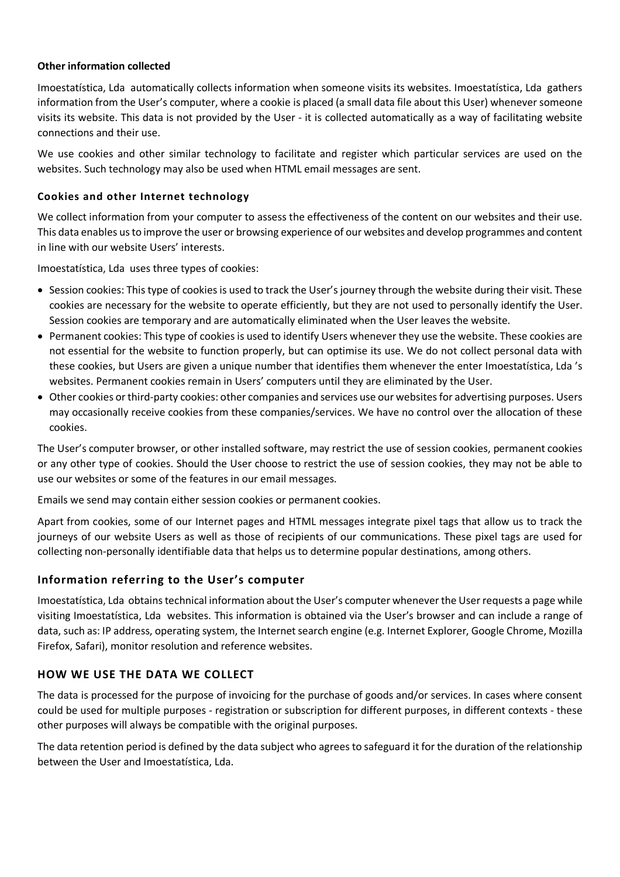**Other information collected**

Imoestatística, Lda automatically collects information when someone visits its websites. Imoestatística, Lda gathers information from the User's computer, where a cookie is placed (a small data file about this User) whenever someone visits its website. This data is not provided by the User - it is collected automatically as a way of facilitating website connections and their use.

We use cookies and other similar technology to facilitate and register which particular services are used on the websites. Such technology may also be used when HTML email messages are sent.

### Cookies and other Internet technology

We collect information from your computer to assess the effectiveness of the content on our websites and their use. This data enables us to improve the user or browsing experience of our websites and develop programmes and content in line with our website Users' interests.

Imoestatística, Lda uses three types of cookies:

- Session cookies: This type of cookies is used to track the User's journey through the website during their visit. These cookies are necessary for the website to operate efficiently, but they are not used to personally identify the User. Session cookies are temporary and are automatically eliminated when the User leaves the website.
- Permanent cookies: This type of cookies is used to identify Users whenever they use the website. These cookies are not essential for the website to function properly, but can optimise its use. We do not collect personal data with these cookies, but Users are given a unique number that identifies them whenever the enter Imoestatística, Lda 's websites. Permanent cookies remain in Users' computers until they are eliminated by the User.
- Other cookies or third-party cookies: other companies and services use our websites for advertising purposes. Users may occasionally receive cookies from these companies/services. We have no control over the allocation of these cookies.

The User's computer browser, or other installed software, may restrict the use of session cookies, permanent cookies or any other type of cookies. Should the User choose to restrict the use of session cookies, they may not be able to use our websites or some of the features in our email messages.

Emails we send may contain either session cookies or permanent cookies.

Apart from cookies, some of our Internet pages and HTML messages integrate pixel tags that allow us to track the journeys of our website Users as well as those of recipients of our communications. These pixel tags are used for collecting non-personally identifiable data that helps us to determine popular destinations, among others.

## Information referring to the User's computer

Imoestatística, Lda obtains technical information about the User's computer whenever the User requests a page while visiting Imoestatística, Lda websites. This information is obtained via the User's browser and can include a range of data, such as: IP address, operating system, the Internet search engine (e.g. Internet Explorer, Google Chrome, Mozilla Firefox, Safari), monitor resolution and reference websites.

## HOW WE USE THE DATA WE COLLECT

The data is processed for the purpose of invoicing for the purchase of goods and/or services. In cases where consent could be used for multiple purposes - registration or subscription for different purposes, in different contexts - these other purposes will always be compatible with the original purposes.

The data retention period is defined by the data subject who agrees to safeguard it for the duration of the relationship between the User and Imoestatística, Lda.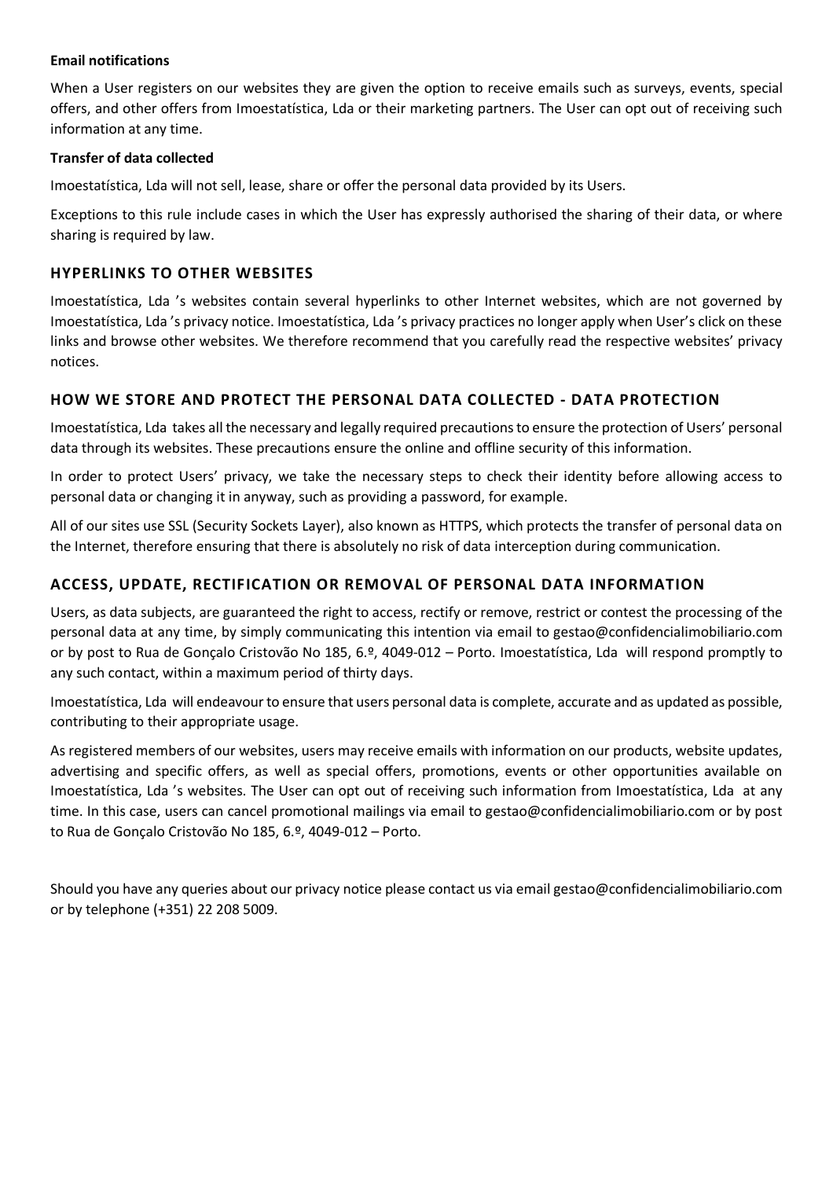**Email notifications**

When a User registers on our websites they are given the option to receive emails such as surveys, events, special offers, and other offers from Imoestatística, Lda or their marketing partners. The User can opt out of receiving such information at any time.

**Transfer of data collected**

Imoestatística, Lda will not sell, lease, share or offer the personal data provided by its Users.

Exceptions to this rule include cases in which the User has expressly authorised the sharing of their data, or where sharing is required by law.

## HYPERLINKS TO OTHER WEBSITES

Imoestatística, Lda 's websites contain several hyperlinks to other Internet websites, which are not governed by Imoestatística, Lda 's privacy notice. Imoestatística, Lda 's privacy practices no longer apply when User's click on these links and browse other websites. We therefore recommend that you carefully read the respective websites' privacy notices.

## HOW WE STORE AND PROTECT THE PERSONAL DATA COLLECTED - DATA PROTECTION

Imoestatística, Lda takes all the necessary and legally required precautions to ensure the protection of Users' personal data through its websites. These precautions ensure the online and offline security of this information.

In order to protect Users' privacy, we take the necessary steps to check their identity before allowing access to personal data or changing it in anyway, such as providing a password, for example.

All of our sites use SSL (Security Sockets Layer), also known as HTTPS, which protects the transfer of personal data on the Internet, therefore ensuring that there is absolutely no risk of data interception during communication.

## ACCESS, UPDATE, RECTIFICATION OR REMOVAL OF PERSONAL DATA INFORMATION

Users, as data subjects, are guaranteed the right to access, rectify or remove, restrict or contest the processing of the personal data at any time, by simply communicating this intention via email to gestao@confidencialimobiliario.com or by post to Rua de Gonçalo Cristovão No 185, 6.º, 4049-012 – Porto. Imoestatística, Lda will respond promptly to any such contact, within a maximum period of thirty days.

Imoestatística, Lda will endeavour to ensure that users personal data is complete, accurate and as updated as possible, contributing to their appropriate usage.

As registered members of our websites, users may receive emails with information on our products, website updates, advertising and specific offers, as well as special offers, promotions, events or other opportunities available on Imoestatística, Lda 's websites. The User can opt out of receiving such information from Imoestatística, Lda at any time. In this case, users can cancel promotional mailings via email to gestao@confidencialimobiliario.com or by post to Rua de Gonçalo Cristovão No 185, 6.º, 4049-012 – Porto.

Should you have any queries about our privacy notice please contact us via email gestao@confidencialimobiliario.com or by telephone (+351) 22 208 5009.